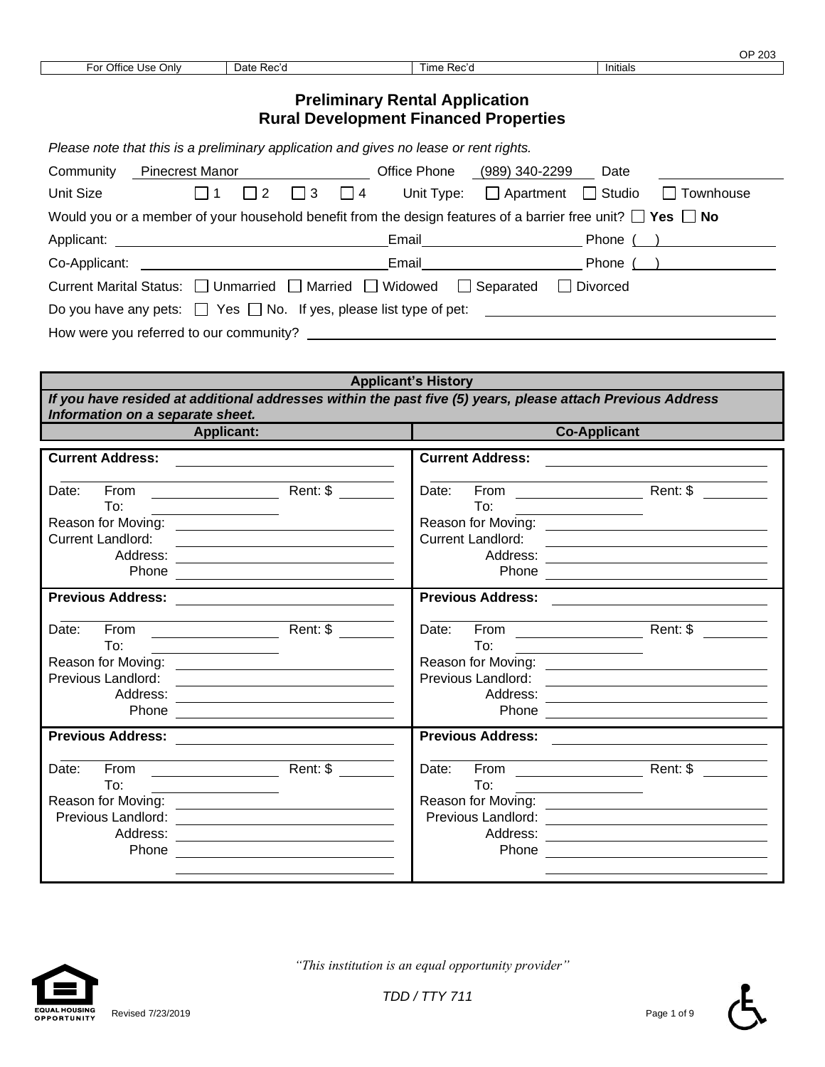OP 203

| For Office Use Only | Date Rec'd | Time Rec'd | Initials |
|---|---|---|---|

## Preliminary Rental Application
## Rural Development Financed Properties

*Please note that this is a preliminary application and gives no lease or rent rights.*

Community Pinecrest Manor Office Phone (989) 340-2299 Date ____________

Unit Size ☐ 1 ☐ 2 ☐ 3 ☐ 4 Unit Type: ☐ Apartment ☐ Studio ☐ Townhouse

Would you or a member of your household benefit from the design features of a barrier free unit? ☐ **Yes** ☐ **No**

Applicant: ____________________ Email ____________________ Phone ( ) ____________

Co-Applicant: ____________________ Email ____________________ Phone ( ) ____________

Current Marital Status: ☐ Unmarried ☐ Married ☐ Widowed ☐ Separated ☐ Divorced

Do you have any pets: ☐ Yes ☐ No. If yes, please list type of pet: ____________________

How were you referred to our community? ____________________

| **Applicant's History** | |
|---|---|
| ***If you have resided at additional addresses within the past five (5) years, please attach Previous Address Information on a separate sheet.*** | |
| **Applicant:** | **Co-Applicant** |
| **Current Address:** ____________________<br>Date: From ____________ Rent: $ ______<br>To: ____________<br>Reason for Moving: ____________<br>Current Landlord: ____________<br>Address: ____________<br>Phone ____________ | **Current Address:** ____________________<br>Date: From ____________ Rent: $ ______<br>To: ____________<br>Reason for Moving: ____________<br>Current Landlord: ____________<br>Address: ____________<br>Phone ____________ |
| **Previous Address:** ____________________<br>Date: From ____________ Rent: $ ______<br>To: ____________<br>Reason for Moving: ____________<br>Previous Landlord: ____________<br>Address: ____________<br>Phone ____________ | **Previous Address:** ____________________<br>Date: From ____________ Rent: $ ______<br>To: ____________<br>Reason for Moving: ____________<br>Previous Landlord: ____________<br>Address: ____________<br>Phone ____________ |
| **Previous Address:** ____________________<br>Date: From ____________ Rent: $ ______<br>To: ____________<br>Reason for Moving: ____________<br>Previous Landlord: ____________<br>Address: ____________<br>Phone ____________ | **Previous Address:** ____________________<br>Date: From ____________ Rent: $ ______<br>To: ____________<br>Reason for Moving: ____________<br>Previous Landlord: ____________<br>Address: ____________<br>Phone ____________ |

*"This institution is an equal opportunity provider"*

*TDD / TTY 711*

EQUAL HOUSING OPPORTUNITY

Revised 7/23/2019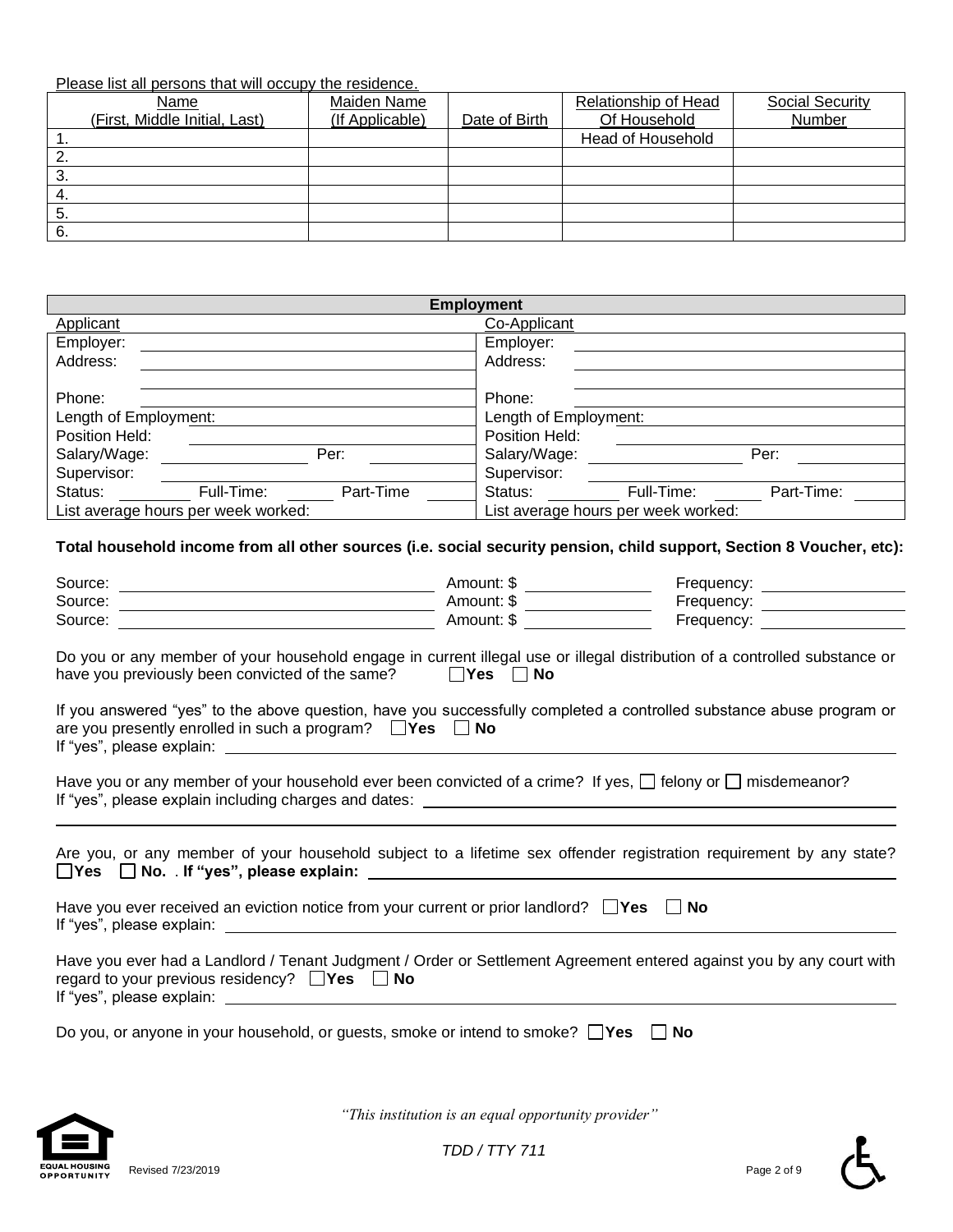Please list all persons that will occupy the residence.

| Name (First, Middle Initial, Last) | Maiden Name (If Applicable) | Date of Birth | Relationship of Head Of Household | Social Security Number |
|---|---|---|---|---|
| 1. | | | Head of Household | |
| 2. | | | | |
| 3. | | | | |
| 4. | | | | |
| 5. | | | | |
| 6. | | | | |

| **Employment** | |
|---|---|
| Applicant | Co-Applicant |
| Employer: | Employer: |
| Address: | Address: |
| | |
| Phone: | Phone: |
| Length of Employment: | Length of Employment: |
| Position Held: | Position Held: |
| Salary/Wage: Per: | Salary/Wage: Per: |
| Supervisor: | Supervisor: |
| Status: Full-Time: Part-Time | Status: Full-Time: Part-Time: |
| List average hours per week worked: | List average hours per week worked: |

**Total household income from all other sources (i.e. social security pension, child support, Section 8 Voucher, etc):**

Source: ______________________ Amount: $ ____________ Frequency: ____________

Source: ______________________ Amount: $ ____________ Frequency: ____________

Source: ______________________ Amount: $ ____________ Frequency: ____________

Do you or any member of your household engage in current illegal use or illegal distribution of a controlled substance or have you previously been convicted of the same? ☐ **Yes** ☐ **No**

If you answered "yes" to the above question, have you successfully completed a controlled substance abuse program or are you presently enrolled in such a program? ☐ **Yes** ☐ **No**
If "yes", please explain: ______________________

Have you or any member of your household ever been convicted of a crime? If yes, ☐ felony or ☐ misdemeanor?
If "yes", please explain including charges and dates: ______________________

Are you, or any member of your household subject to a lifetime sex offender registration requirement by any state? ☐ **Yes** ☐ **No.** . **If "yes", please explain:** ______________________

Have you ever received an eviction notice from your current or prior landlord? ☐ **Yes** ☐ **No**
If "yes", please explain: ______________________

Have you ever had a Landlord / Tenant Judgment / Order or Settlement Agreement entered against you by any court with regard to your previous residency? ☐ **Yes** ☐ **No**
If "yes", please explain: ______________________

Do you, or anyone in your household, or guests, smoke or intend to smoke? ☐ **Yes** ☐ **No**

*"This institution is an equal opportunity provider"*

*TDD / TTY 711*

Revised 7/23/2019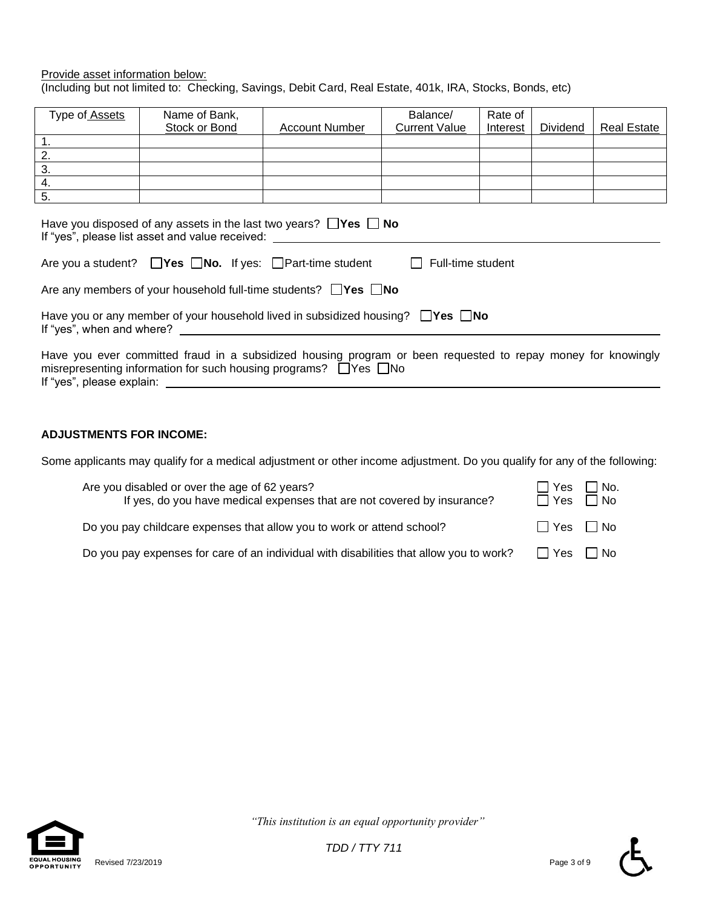Provide asset information below:
(Including but not limited to: Checking, Savings, Debit Card, Real Estate, 401k, IRA, Stocks, Bonds, etc)

| Type of Assets | Name of Bank, Stock or Bond | Account Number | Balance/ Current Value | Rate of Interest | Dividend | Real Estate |
|---|---|---|---|---|---|---|
| 1. | | | | | | |
| 2. | | | | | | |
| 3. | | | | | | |
| 4. | | | | | | |
| 5. | | | | | | |

Have you disposed of any assets in the last two years? ☐ **Yes** ☐ **No**
If "yes", please list asset and value received: ______________________________

Are you a student? ☐ **Yes** ☐ **No.** If yes: ☐ Part-time student ☐ Full-time student

Are any members of your household full-time students? ☐ **Yes** ☐ **No**

Have you or any member of your household lived in subsidized housing? ☐ **Yes** ☐ **No**
If "yes", when and where? ______________________________

Have you ever committed fraud in a subsidized housing program or been requested to repay money for knowingly misrepresenting information for such housing programs? ☐ Yes ☐ No
If "yes", please explain: ______________________________

**ADJUSTMENTS FOR INCOME:**

Some applicants may qualify for a medical adjustment or other income adjustment. Do you qualify for any of the following:

Are you disabled or over the age of 62 years? ☐ Yes ☐ No.
If yes, do you have medical expenses that are not covered by insurance? ☐ Yes ☐ No

Do you pay childcare expenses that allow you to work or attend school? ☐ Yes ☐ No

Do you pay expenses for care of an individual with disabilities that allow you to work? ☐ Yes ☐ No

*"This institution is an equal opportunity provider"*

*TDD / TTY 711*

Revised 7/23/2019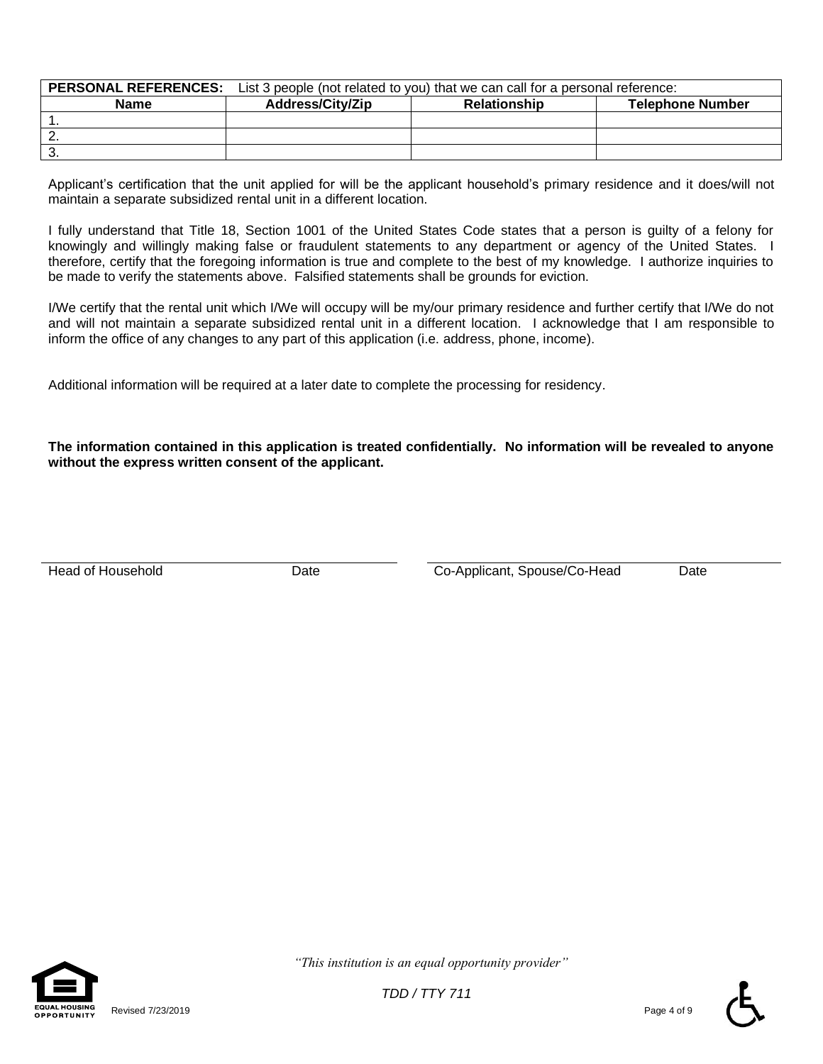| **PERSONAL REFERENCES:** List 3 people (not related to you) that we can call for a personal reference: | | | |
|---|---|---|---|
| **Name** | **Address/City/Zip** | **Relationship** | **Telephone Number** |
| 1. | | | |
| 2. | | | |
| 3. | | | |

Applicant's certification that the unit applied for will be the applicant household's primary residence and it does/will not maintain a separate subsidized rental unit in a different location.

I fully understand that Title 18, Section 1001 of the United States Code states that a person is guilty of a felony for knowingly and willingly making false or fraudulent statements to any department or agency of the United States. I therefore, certify that the foregoing information is true and complete to the best of my knowledge. I authorize inquiries to be made to verify the statements above. Falsified statements shall be grounds for eviction.

I/We certify that the rental unit which I/We will occupy will be my/our primary residence and further certify that I/We do not and will not maintain a separate subsidized rental unit in a different location. I acknowledge that I am responsible to inform the office of any changes to any part of this application (i.e. address, phone, income).

Additional information will be required at a later date to complete the processing for residency.

**The information contained in this application is treated confidentially. No information will be revealed to anyone without the express written consent of the applicant.**

Head of Household Date

Co-Applicant, Spouse/Co-Head Date

*"This institution is an equal opportunity provider"*

*TDD / TTY 711*

Revised 7/23/2019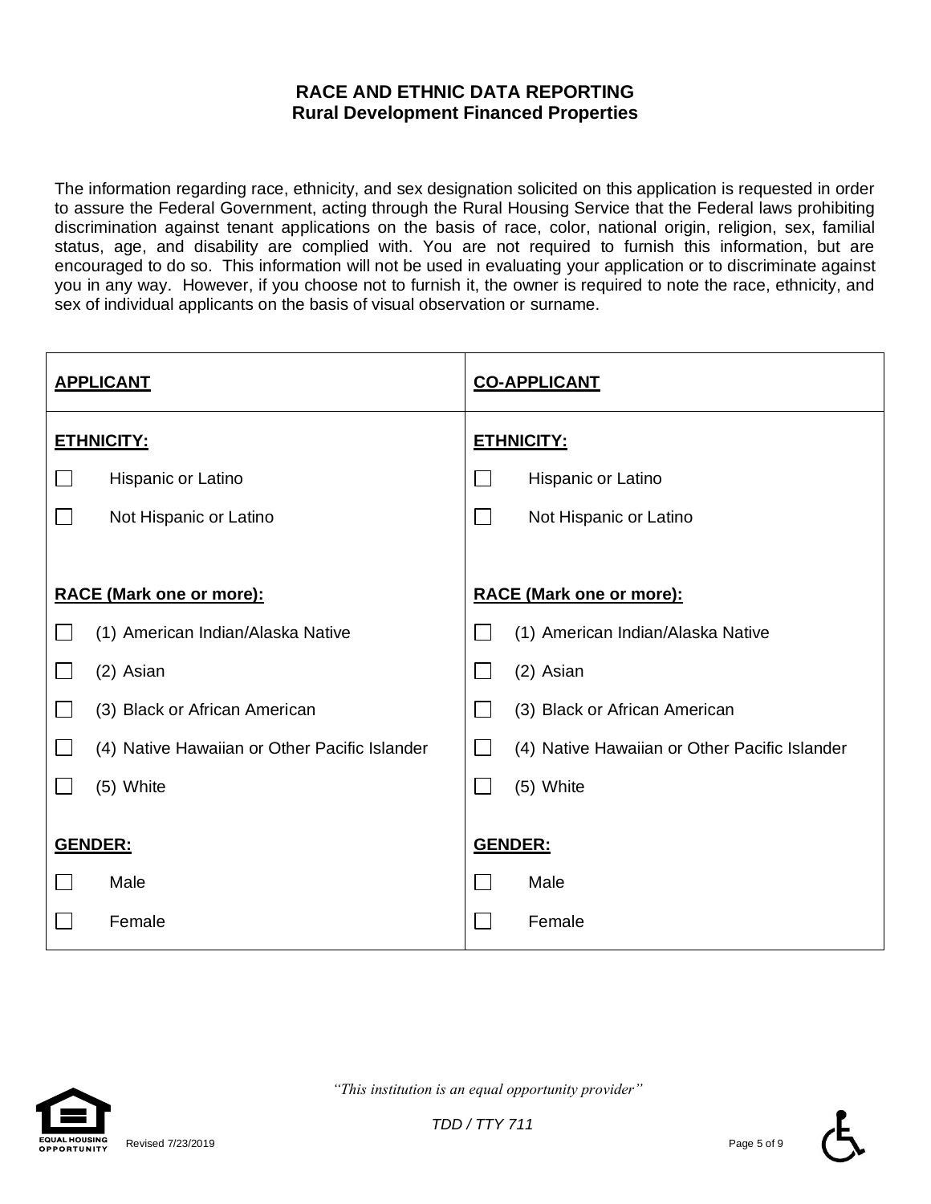# RACE AND ETHNIC DATA REPORTING
## Rural Development Financed Properties

The information regarding race, ethnicity, and sex designation solicited on this application is requested in order to assure the Federal Government, acting through the Rural Housing Service that the Federal laws prohibiting discrimination against tenant applications on the basis of race, color, national origin, religion, sex, familial status, age, and disability are complied with. You are not required to furnish this information, but are encouraged to do so. This information will not be used in evaluating your application or to discriminate against you in any way. However, if you choose not to furnish it, the owner is required to note the race, ethnicity, and sex of individual applicants on the basis of visual observation or surname.

| **APPLICANT** | **CO-APPLICANT** |
|---|---|
| **ETHNICITY:** | **ETHNICITY:** |
| ☐ Hispanic or Latino | ☐ Hispanic or Latino |
| ☐ Not Hispanic or Latino | ☐ Not Hispanic or Latino |
| **RACE (Mark one or more):** | **RACE (Mark one or more):** |
| ☐ (1) American Indian/Alaska Native | ☐ (1) American Indian/Alaska Native |
| ☐ (2) Asian | ☐ (2) Asian |
| ☐ (3) Black or African American | ☐ (3) Black or African American |
| ☐ (4) Native Hawaiian or Other Pacific Islander | ☐ (4) Native Hawaiian or Other Pacific Islander |
| ☐ (5) White | ☐ (5) White |
| **GENDER:** | **GENDER:** |
| ☐ Male | ☐ Male |
| ☐ Female | ☐ Female |

*"This institution is an equal opportunity provider"*

*TDD / TTY 711*

EQUAL HOUSING OPPORTUNITY

Revised 7/23/2019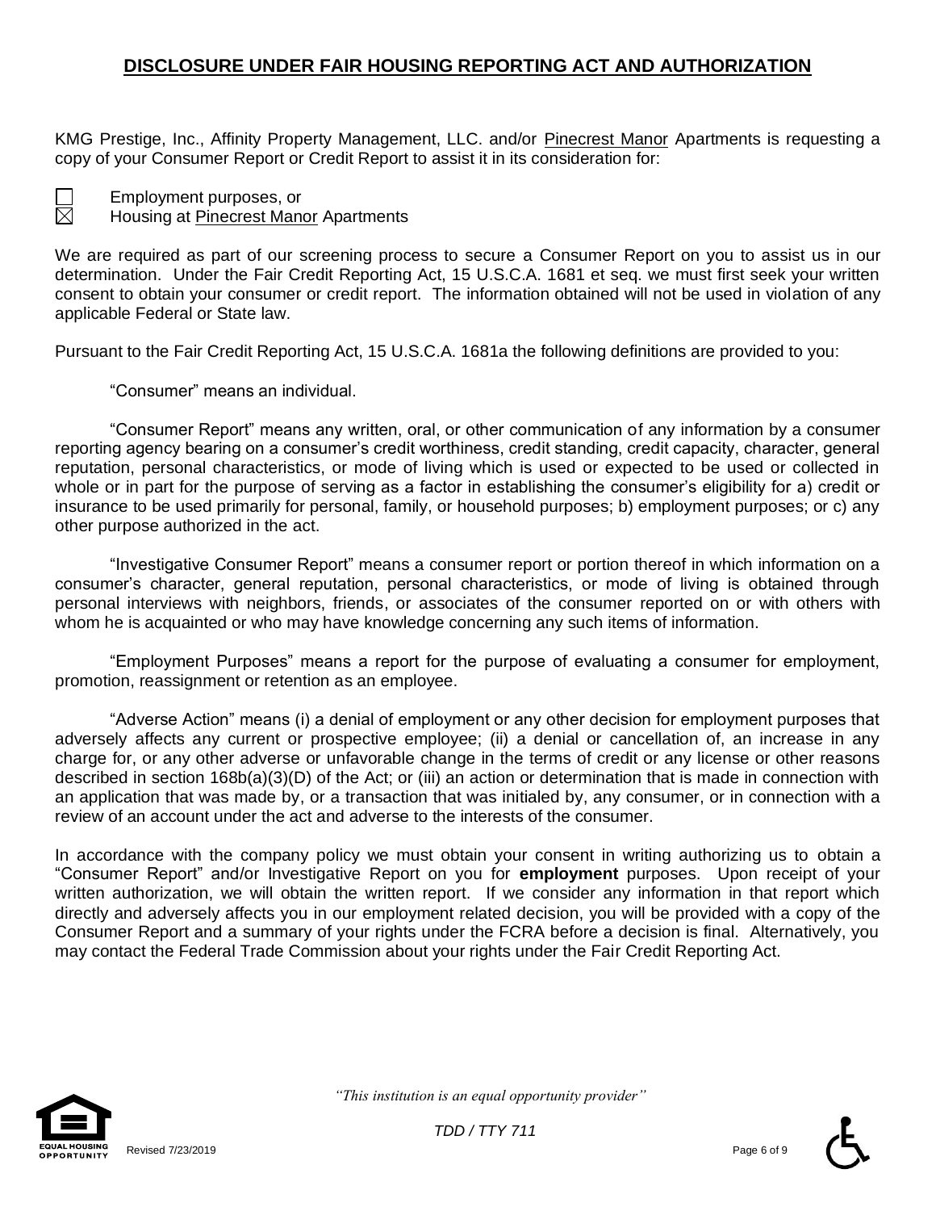## DISCLOSURE UNDER FAIR HOUSING REPORTING ACT AND AUTHORIZATION

KMG Prestige, Inc., Affinity Property Management, LLC. and/or Pinecrest Manor Apartments is requesting a copy of your Consumer Report or Credit Report to assist it in its consideration for:

☐ Employment purposes, or
☒ Housing at Pinecrest Manor Apartments

We are required as part of our screening process to secure a Consumer Report on you to assist us in our determination. Under the Fair Credit Reporting Act, 15 U.S.C.A. 1681 et seq. we must first seek your written consent to obtain your consumer or credit report. The information obtained will not be used in violation of any applicable Federal or State law.

Pursuant to the Fair Credit Reporting Act, 15 U.S.C.A. 1681a the following definitions are provided to you:

"Consumer" means an individual.

"Consumer Report" means any written, oral, or other communication of any information by a consumer reporting agency bearing on a consumer's credit worthiness, credit standing, credit capacity, character, general reputation, personal characteristics, or mode of living which is used or expected to be used or collected in whole or in part for the purpose of serving as a factor in establishing the consumer's eligibility for a) credit or insurance to be used primarily for personal, family, or household purposes; b) employment purposes; or c) any other purpose authorized in the act.

"Investigative Consumer Report" means a consumer report or portion thereof in which information on a consumer's character, general reputation, personal characteristics, or mode of living is obtained through personal interviews with neighbors, friends, or associates of the consumer reported on or with others with whom he is acquainted or who may have knowledge concerning any such items of information.

"Employment Purposes" means a report for the purpose of evaluating a consumer for employment, promotion, reassignment or retention as an employee.

"Adverse Action" means (i) a denial of employment or any other decision for employment purposes that adversely affects any current or prospective employee; (ii) a denial or cancellation of, an increase in any charge for, or any other adverse or unfavorable change in the terms of credit or any license or other reasons described in section 168b(a)(3)(D) of the Act; or (iii) an action or determination that is made in connection with an application that was made by, or a transaction that was initialed by, any consumer, or in connection with a review of an account under the act and adverse to the interests of the consumer.

In accordance with the company policy we must obtain your consent in writing authorizing us to obtain a "Consumer Report" and/or Investigative Report on you for **employment** purposes. Upon receipt of your written authorization, we will obtain the written report. If we consider any information in that report which directly and adversely affects you in our employment related decision, you will be provided with a copy of the Consumer Report and a summary of your rights under the FCRA before a decision is final. Alternatively, you may contact the Federal Trade Commission about your rights under the Fair Credit Reporting Act.

*"This institution is an equal opportunity provider"*

*TDD / TTY 711*

Revised 7/23/2019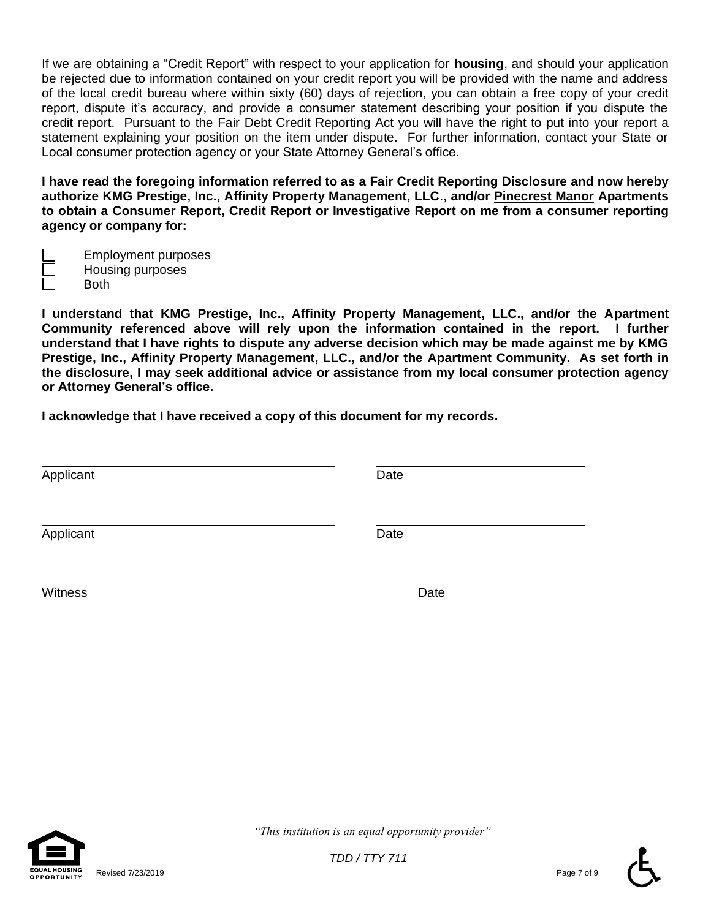If we are obtaining a "Credit Report" with respect to your application for **housing**, and should your application be rejected due to information contained on your credit report you will be provided with the name and address of the local credit bureau where within sixty (60) days of rejection, you can obtain a free copy of your credit report, dispute it's accuracy, and provide a consumer statement describing your position if you dispute the credit report. Pursuant to the Fair Debt Credit Reporting Act you will have the right to put into your report a statement explaining your position on the item under dispute. For further information, contact your State or Local consumer protection agency or your State Attorney General's office.

**I have read the foregoing information referred to as a Fair Credit Reporting Disclosure and now hereby authorize KMG Prestige, Inc., Affinity Property Management, LLC., and/or <u>Pinecrest Manor</u> Apartments to obtain a Consumer Report, Credit Report or Investigative Report on me from a consumer reporting agency or company for:**

- ☐ Employment purposes
- ☐ Housing purposes
- ☐ Both

**I understand that KMG Prestige, Inc., Affinity Property Management, LLC., and/or the Apartment Community referenced above will rely upon the information contained in the report. I further understand that I have rights to dispute any adverse decision which may be made against me by KMG Prestige, Inc., Affinity Property Management, LLC., and/or the Apartment Community. As set forth in the disclosure, I may seek additional advice or assistance from my local consumer protection agency or Attorney General's office.**

**I acknowledge that I have received a copy of this document for my records.**

______________________________ ______________________
Applicant Date

______________________________ ______________________
Applicant Date

______________________________ ______________________
Witness Date

*"This institution is an equal opportunity provider"*

*TDD / TTY 711*

Revised 7/23/2019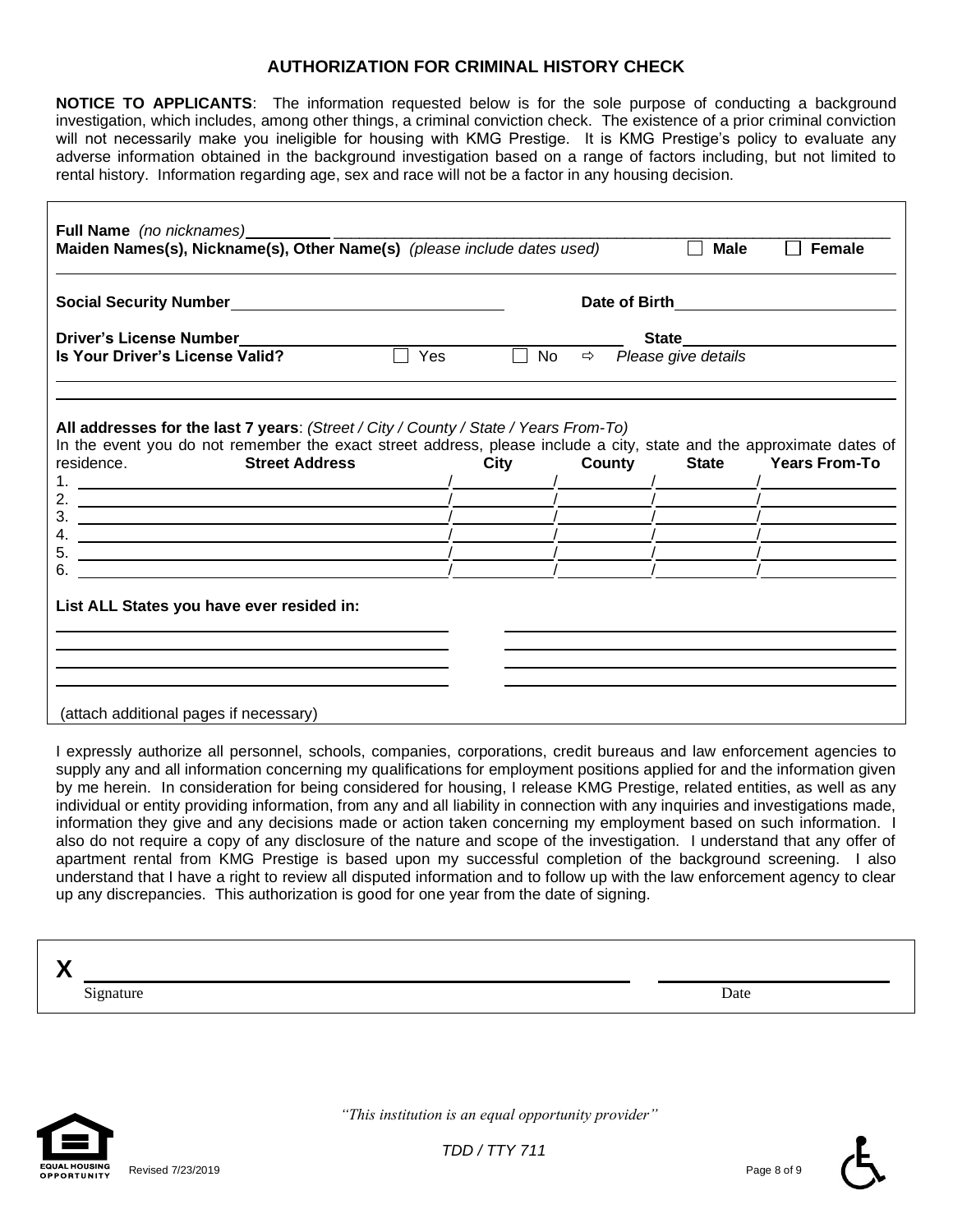# AUTHORIZATION FOR CRIMINAL HISTORY CHECK

**NOTICE TO APPLICANTS**: The information requested below is for the sole purpose of conducting a background investigation, which includes, among other things, a criminal conviction check. The existence of a prior criminal conviction will not necessarily make you ineligible for housing with KMG Prestige. It is KMG Prestige's policy to evaluate any adverse information obtained in the background investigation based on a range of factors including, but not limited to rental history. Information regarding age, sex and race will not be a factor in any housing decision.

**Full Name** *(no nicknames)* ______________________________

**Maiden Names(s), Nickname(s), Other Name(s)** *(please include dates used)* ☐ **Male** ☐ **Female**

**Social Security Number** ______________________ **Date of Birth** ______________________

**Driver's License Number** ______________________ **State** ______________________

**Is Your Driver's License Valid?** ☐ Yes ☐ No ⇨ *Please give details*

______________________________

______________________________

**All addresses for the last 7 years**: *(Street / City / County / State / Years From-To)*

In the event you do not remember the exact street address, please include a city, state and the approximate dates of residence.

| | Street Address | City | County | State | Years From-To |
|---|---|---|---|---|---|
| 1. | | | | | |
| 2. | | | | | |
| 3. | | | | | |
| 4. | | | | | |
| 5. | | | | | |
| 6. | | | | | |

**List ALL States you have ever resided in:**

______________________ ______________________

______________________ ______________________

______________________ ______________________

______________________ ______________________

(attach additional pages if necessary)

I expressly authorize all personnel, schools, companies, corporations, credit bureaus and law enforcement agencies to supply any and all information concerning my qualifications for employment positions applied for and the information given by me herein. In consideration for being considered for housing, I release KMG Prestige, related entities, as well as any individual or entity providing information, from any and all liability in connection with any inquiries and investigations made, information they give and any decisions made or action taken concerning my employment based on such information. I also do not require a copy of any disclosure of the nature and scope of the investigation. I understand that any offer of apartment rental from KMG Prestige is based upon my successful completion of the background screening. I also understand that I have a right to review all disputed information and to follow up with the law enforcement agency to clear up any discrepancies. This authorization is good for one year from the date of signing.

**X** ______________________________ ______________________

Signature Date

*"This institution is an equal opportunity provider"*

*TDD / TTY 711*

Revised 7/23/2019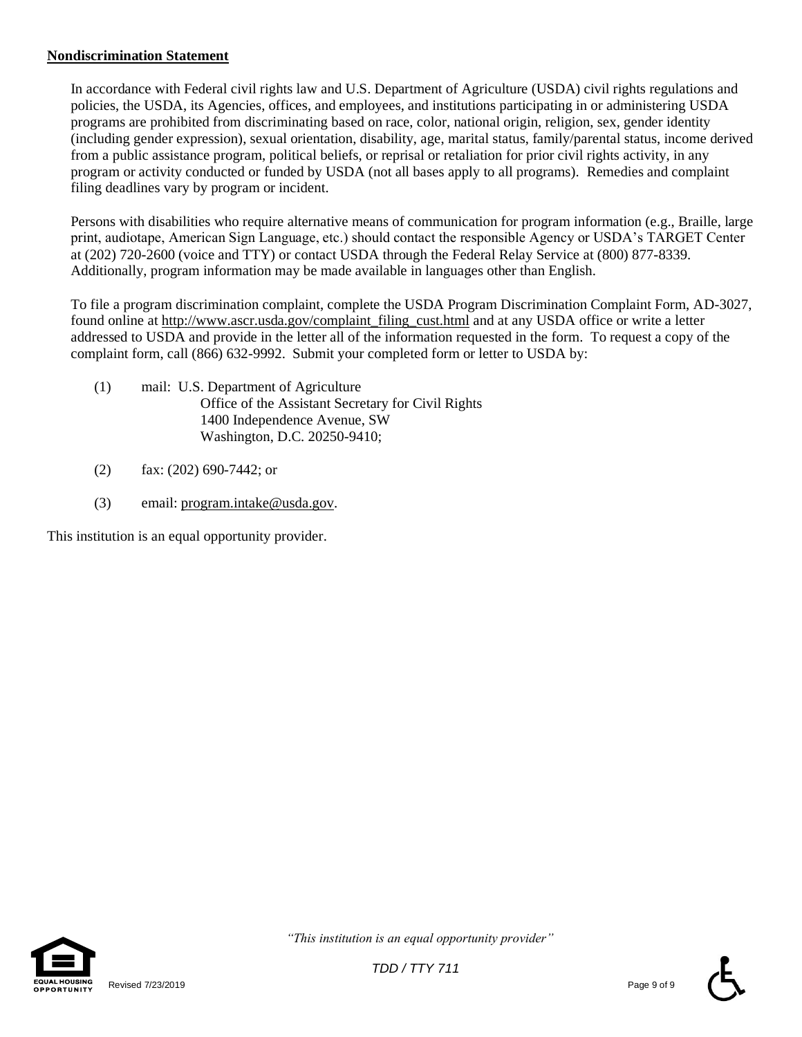**Nondiscrimination Statement**

In accordance with Federal civil rights law and U.S. Department of Agriculture (USDA) civil rights regulations and policies, the USDA, its Agencies, offices, and employees, and institutions participating in or administering USDA programs are prohibited from discriminating based on race, color, national origin, religion, sex, gender identity (including gender expression), sexual orientation, disability, age, marital status, family/parental status, income derived from a public assistance program, political beliefs, or reprisal or retaliation for prior civil rights activity, in any program or activity conducted or funded by USDA (not all bases apply to all programs). Remedies and complaint filing deadlines vary by program or incident.

Persons with disabilities who require alternative means of communication for program information (e.g., Braille, large print, audiotape, American Sign Language, etc.) should contact the responsible Agency or USDA's TARGET Center at (202) 720-2600 (voice and TTY) or contact USDA through the Federal Relay Service at (800) 877-8339. Additionally, program information may be made available in languages other than English.

To file a program discrimination complaint, complete the USDA Program Discrimination Complaint Form, AD-3027, found online at http://www.ascr.usda.gov/complaint_filing_cust.html and at any USDA office or write a letter addressed to USDA and provide in the letter all of the information requested in the form. To request a copy of the complaint form, call (866) 632-9992. Submit your completed form or letter to USDA by:

(1) mail: U.S. Department of Agriculture
Office of the Assistant Secretary for Civil Rights
1400 Independence Avenue, SW
Washington, D.C. 20250-9410;

(2) fax: (202) 690-7442; or

(3) email: program.intake@usda.gov.

This institution is an equal opportunity provider.

*"This institution is an equal opportunity provider"*

*TDD / TTY 711*

Revised 7/23/2019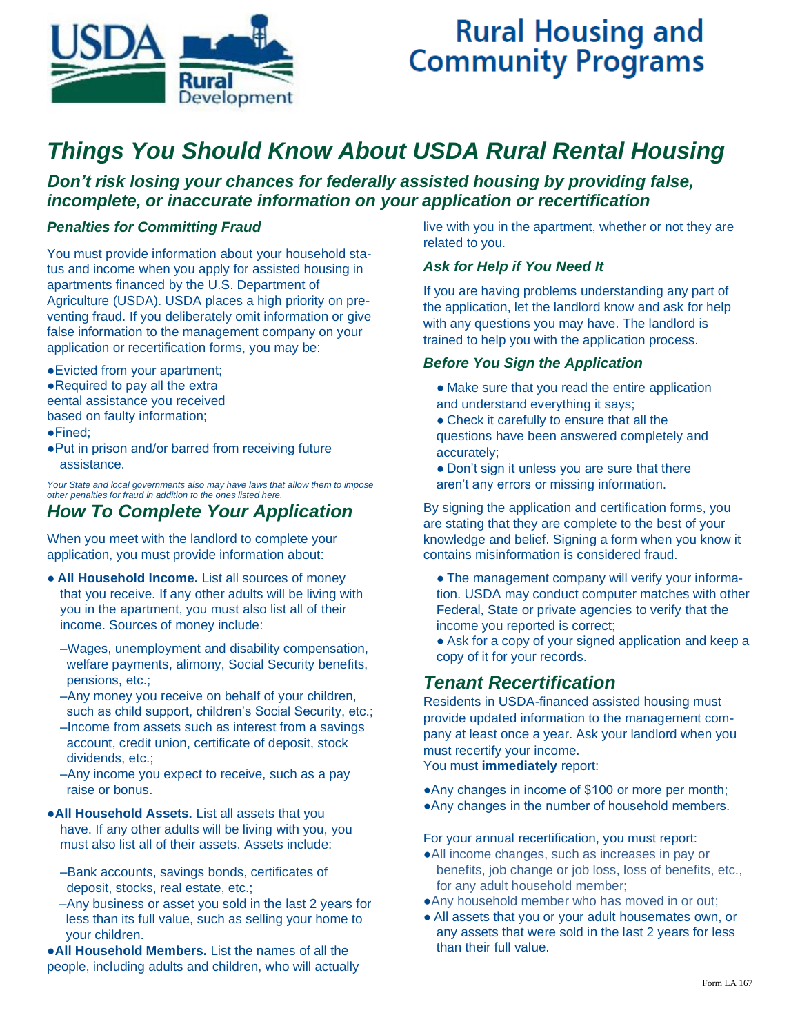# Rural Housing and Community Programs

USDA Rural Development

## *Things You Should Know About USDA Rural Rental Housing*

### *Don't risk losing your chances for federally assisted housing by providing false, incomplete, or inaccurate information on your application or recertification*

#### *Penalties for Committing Fraud*

You must provide information about your household status and income when you apply for assisted housing in apartments financed by the U.S. Department of Agriculture (USDA). USDA places a high priority on preventing fraud. If you deliberately omit information or give false information to the management company on your application or recertification forms, you may be:

- Evicted from your apartment;
- Required to pay all the extra eental assistance you received based on faulty information;
- Fined;
- Put in prison and/or barred from receiving future assistance.

*Your State and local governments also may have laws that allow them to impose other penalties for fraud in addition to the ones listed here.*

## *How To Complete Your Application*

When you meet with the landlord to complete your application, you must provide information about:

- **All Household Income.** List all sources of money that you receive. If any other adults will be living with you in the apartment, you must also list all of their income. Sources of money include:
  - –Wages, unemployment and disability compensation, welfare payments, alimony, Social Security benefits, pensions, etc.;
  - –Any money you receive on behalf of your children, such as child support, children's Social Security, etc.;
  - –Income from assets such as interest from a savings account, credit union, certificate of deposit, stock dividends, etc.;
  - –Any income you expect to receive, such as a pay raise or bonus.
- **All Household Assets.** List all assets that you have. If any other adults will be living with you, you must also list all of their assets. Assets include:
  - –Bank accounts, savings bonds, certificates of deposit, stocks, real estate, etc.;
  - –Any business or asset you sold in the last 2 years for less than its full value, such as selling your home to your children.
- **All Household Members.** List the names of all the people, including adults and children, who will actually live with you in the apartment, whether or not they are related to you.

#### *Ask for Help if You Need It*

If you are having problems understanding any part of the application, let the landlord know and ask for help with any questions you may have. The landlord is trained to help you with the application process.

#### *Before You Sign the Application*

- Make sure that you read the entire application and understand everything it says;
- Check it carefully to ensure that all the questions have been answered completely and accurately;
- Don't sign it unless you are sure that there aren't any errors or missing information.

By signing the application and certification forms, you are stating that they are complete to the best of your knowledge and belief. Signing a form when you know it contains misinformation is considered fraud.

- The management company will verify your information. USDA may conduct computer matches with other Federal, State or private agencies to verify that the income you reported is correct;
- Ask for a copy of your signed application and keep a copy of it for your records.

## *Tenant Recertification*

Residents in USDA-financed assisted housing must provide updated information to the management company at least once a year. Ask your landlord when you must recertify your income.

You must **immediately** report:

- Any changes in income of $100 or more per month;
- Any changes in the number of household members.

For your annual recertification, you must report:

- All income changes, such as increases in pay or benefits, job change or job loss, loss of benefits, etc., for any adult household member;
- Any household member who has moved in or out;
- All assets that you or your adult housemates own, or any assets that were sold in the last 2 years for less than their full value.

Form LA 167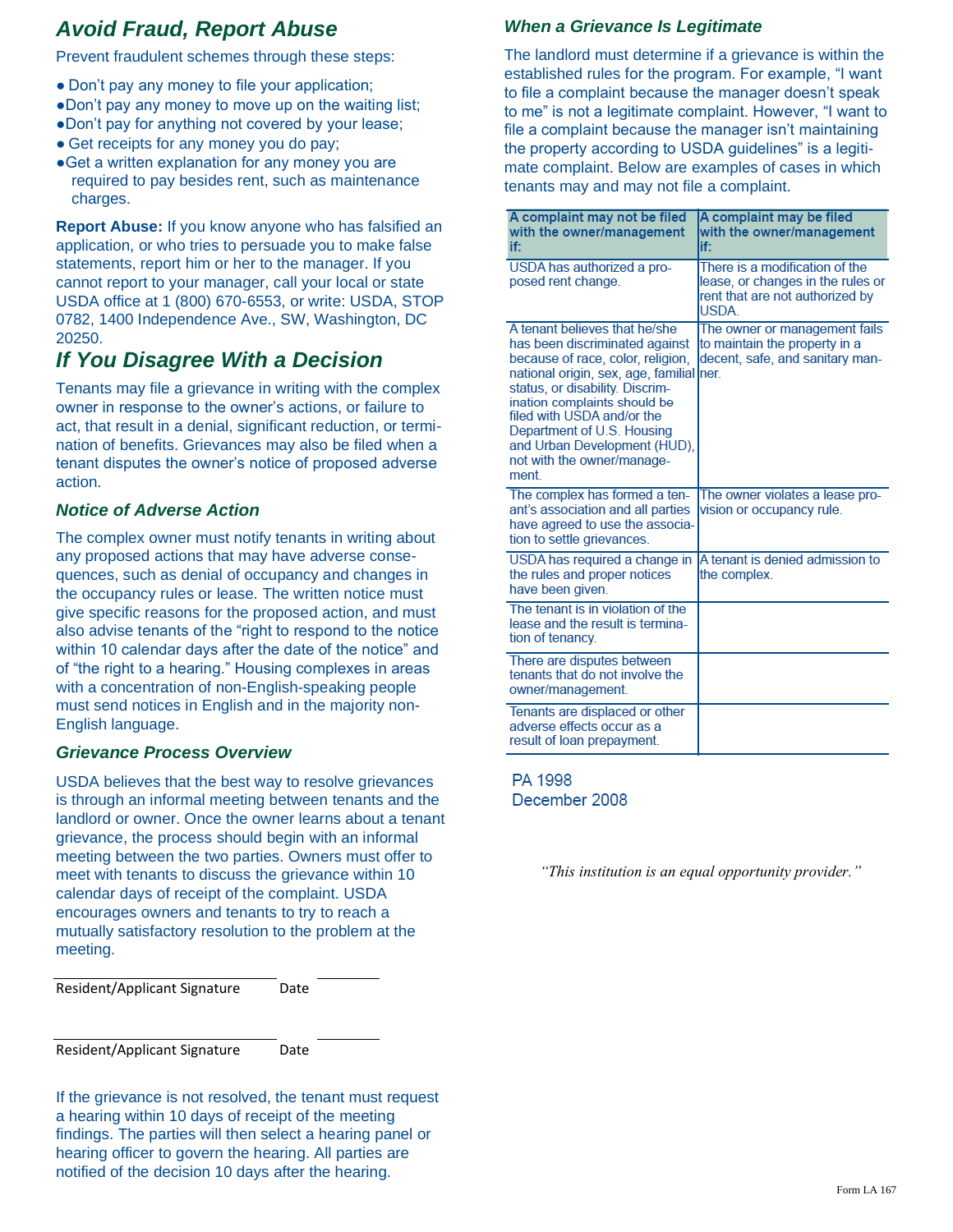## Avoid Fraud, Report Abuse

Prevent fraudulent schemes through these steps:

- Don't pay any money to file your application;
- Don't pay any money to move up on the waiting list;
- Don't pay for anything not covered by your lease;
- Get receipts for any money you do pay;
- Get a written explanation for any money you are required to pay besides rent, such as maintenance charges.

**Report Abuse:** If you know anyone who has falsified an application, or who tries to persuade you to make false statements, report him or her to the manager. If you cannot report to your manager, call your local or state USDA office at 1 (800) 670-6553, or write: USDA, STOP 0782, 1400 Independence Ave., SW, Washington, DC 20250.

## If You Disagree With a Decision

Tenants may file a grievance in writing with the complex owner in response to the owner's actions, or failure to act, that result in a denial, significant reduction, or termination of benefits. Grievances may also be filed when a tenant disputes the owner's notice of proposed adverse action.

### Notice of Adverse Action

The complex owner must notify tenants in writing about any proposed actions that may have adverse consequences, such as denial of occupancy and changes in the occupancy rules or lease. The written notice must give specific reasons for the proposed action, and must also advise tenants of the "right to respond to the notice within 10 calendar days after the date of the notice" and of "the right to a hearing." Housing complexes in areas with a concentration of non-English-speaking people must send notices in English and in the majority non-English language.

### Grievance Process Overview

USDA believes that the best way to resolve grievances is through an informal meeting between tenants and the landlord or owner. Once the owner learns about a tenant grievance, the process should begin with an informal meeting between the two parties. Owners must offer to meet with tenants to discuss the grievance within 10 calendar days of receipt of the complaint. USDA encourages owners and tenants to try to reach a mutually satisfactory resolution to the problem at the meeting.

_______________________________ Date __________
Resident/Applicant Signature

_______________________________ Date __________
Resident/Applicant Signature

If the grievance is not resolved, the tenant must request a hearing within 10 days of receipt of the meeting findings. The parties will then select a hearing panel or hearing officer to govern the hearing. All parties are notified of the decision 10 days after the hearing.

### When a Grievance Is Legitimate

The landlord must determine if a grievance is within the established rules for the program. For example, "I want to file a complaint because the manager doesn't speak to me" is not a legitimate complaint. However, "I want to file a complaint because the manager isn't maintaining the property according to USDA guidelines" is a legitimate complaint. Below are examples of cases in which tenants may and may not file a complaint.

| A complaint may not be filed with the owner/management if: | A complaint may be filed with the owner/management if: |
|---|---|
| USDA has authorized a proposed rent change. | There is a modification of the lease, or changes in the rules or rent that are not authorized by USDA. |
| A tenant believes that he/she has been discriminated against because of race, color, religion, national origin, sex, age, familial status, or disability. Discrimination complaints should be filed with USDA and/or the Department of U.S. Housing and Urban Development (HUD), not with the owner/management. | The owner or management fails to maintain the property in a decent, safe, and sanitary manner. |
| The complex has formed a tenant's association and all parties have agreed to use the association to settle grievances. | The owner violates a lease provision or occupancy rule. |
| USDA has required a change in the rules and proper notices have been given. | A tenant is denied admission to the complex. |
| The tenant is in violation of the lease and the result is termination of tenancy. | |
| There are disputes between tenants that do not involve the owner/management. | |
| Tenants are displaced or other adverse effects occur as a result of loan prepayment. | |

PA 1998
December 2008

*"This institution is an equal opportunity provider."*

Form LA 167